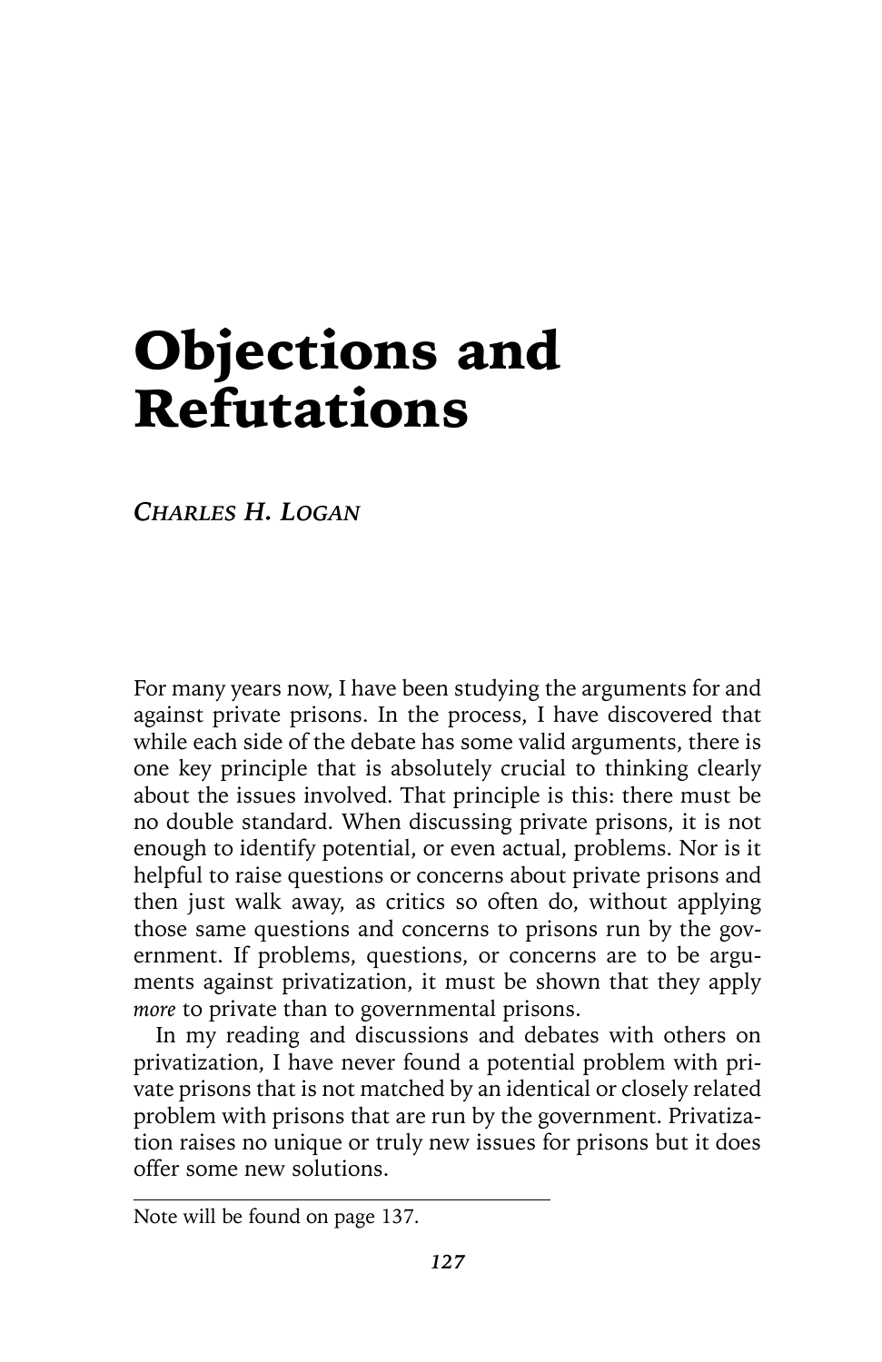# Objections and Refutations

*Charles H. Logan*

For many years now, I have been studying the arguments for and against private prisons. In the process, I have discovered that while each side of the debate has some valid arguments, there is one key principle that is absolutely crucial to thinking clearly about the issues involved. That principle is this: there must be no double standard. When discussing private prisons, it is not enough to identify potential, or even actual, problems. Nor is it helpful to raise questions or concerns about private prisons and then just walk away, as critics so often do, without applying those same questions and concerns to prisons run by the government. If problems, questions, or concerns are to be arguments against privatization, it must be shown that they apply *more* to private than to governmental prisons.

In my reading and discussions and debates with others on privatization, I have never found a potential problem with private prisons that is not matched by an identical or closely related problem with prisons that are run by the government. Privatization raises no unique or truly new issues for prisons but it does offer some new solutions.

---

Note will be found on page 137.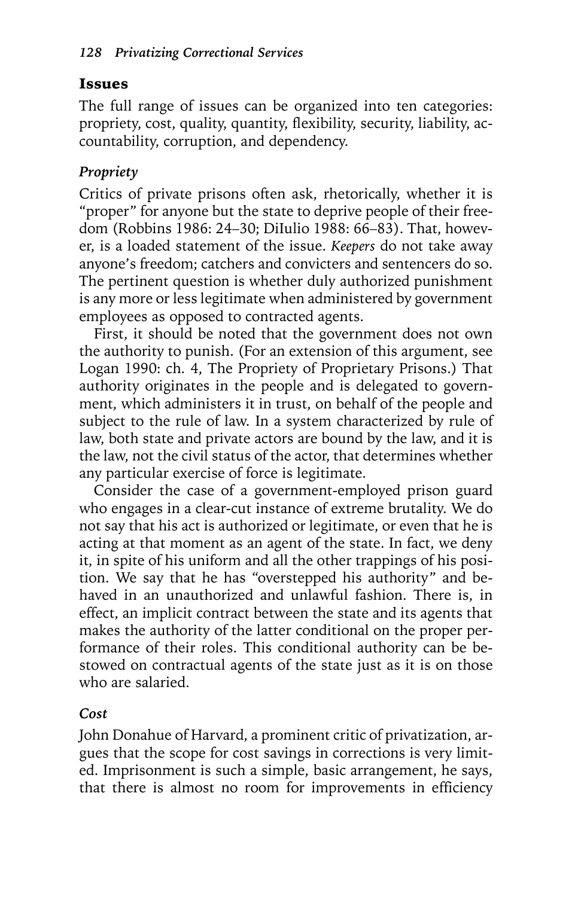## Issues

The full range of issues can be organized into ten categories: propriety, cost, quality, quantity, flexibility, security, liability, accountability, corruption, and dependency.

### *Propriety*

Critics of private prisons often ask, rhetorically, whether it is "proper" for anyone but the state to deprive people of their freedom (Robbins 1986: 24–30; DiIulio 1988: 66–83). That, however, is a loaded statement of the issue. *Keepers* do not take away anyone's freedom; catchers and convicters and sentencers do so. The pertinent question is whether duly authorized punishment is any more or less legitimate when administered by government employees as opposed to contracted agents.

First, it should be noted that the government does not own the authority to punish. (For an extension of this argument, see Logan 1990: ch. 4, The Propriety of Proprietary Prisons.) That authority originates in the people and is delegated to government, which administers it in trust, on behalf of the people and subject to the rule of law. In a system characterized by rule of law, both state and private actors are bound by the law, and it is the law, not the civil status of the actor, that determines whether any particular exercise of force is legitimate.

Consider the case of a government-employed prison guard who engages in a clear-cut instance of extreme brutality. We do not say that his act is authorized or legitimate, or even that he is acting at that moment as an agent of the state. In fact, we deny it, in spite of his uniform and all the other trappings of his position. We say that he has "overstepped his authority" and behaved in an unauthorized and unlawful fashion. There is, in effect, an implicit contract between the state and its agents that makes the authority of the latter conditional on the proper performance of their roles. This conditional authority can be bestowed on contractual agents of the state just as it is on those who are salaried.

### *Cost*

John Donahue of Harvard, a prominent critic of privatization, argues that the scope for cost savings in corrections is very limited. Imprisonment is such a simple, basic arrangement, he says, that there is almost no room for improvements in efficiency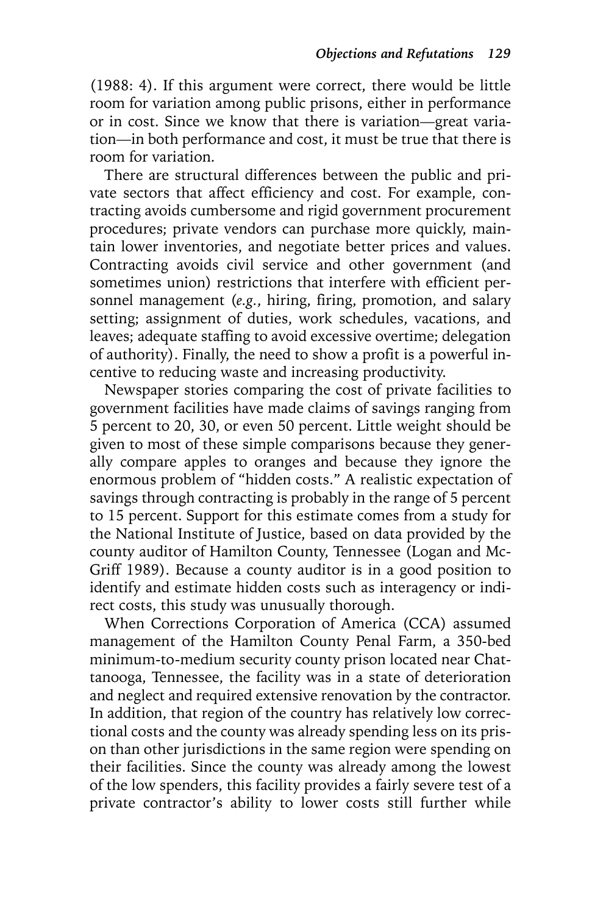(1988: 4). If this argument were correct, there would be little room for variation among public prisons, either in performance or in cost. Since we know that there is variation—great variation—in both performance and cost, it must be true that there is room for variation.

There are structural differences between the public and private sectors that affect efficiency and cost. For example, contracting avoids cumbersome and rigid government procurement procedures; private vendors can purchase more quickly, maintain lower inventories, and negotiate better prices and values. Contracting avoids civil service and other government (and sometimes union) restrictions that interfere with efficient personnel management (*e.g.*, hiring, firing, promotion, and salary setting; assignment of duties, work schedules, vacations, and leaves; adequate staffing to avoid excessive overtime; delegation of authority). Finally, the need to show a profit is a powerful incentive to reducing waste and increasing productivity.

Newspaper stories comparing the cost of private facilities to government facilities have made claims of savings ranging from 5 percent to 20, 30, or even 50 percent. Little weight should be given to most of these simple comparisons because they generally compare apples to oranges and because they ignore the enormous problem of "hidden costs." A realistic expectation of savings through contracting is probably in the range of 5 percent to 15 percent. Support for this estimate comes from a study for the National Institute of Justice, based on data provided by the county auditor of Hamilton County, Tennessee (Logan and McGriff 1989). Because a county auditor is in a good position to identify and estimate hidden costs such as interagency or indirect costs, this study was unusually thorough.

When Corrections Corporation of America (CCA) assumed management of the Hamilton County Penal Farm, a 350-bed minimum-to-medium security county prison located near Chattanooga, Tennessee, the facility was in a state of deterioration and neglect and required extensive renovation by the contractor. In addition, that region of the country has relatively low correctional costs and the county was already spending less on its prison than other jurisdictions in the same region were spending on their facilities. Since the county was already among the lowest of the low spenders, this facility provides a fairly severe test of a private contractor's ability to lower costs still further while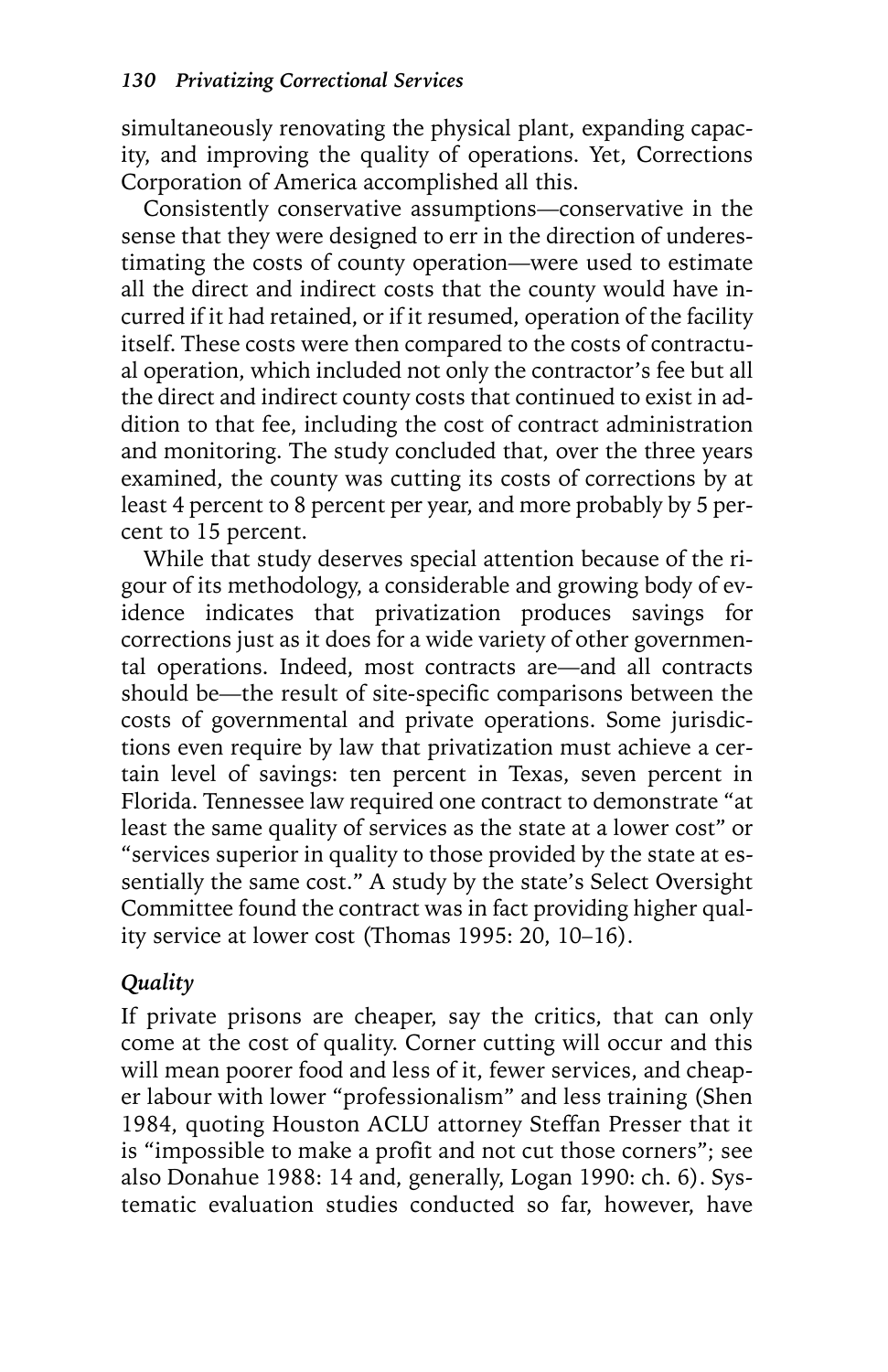simultaneously renovating the physical plant, expanding capacity, and improving the quality of operations. Yet, Corrections Corporation of America accomplished all this.

Consistently conservative assumptions—conservative in the sense that they were designed to err in the direction of underestimating the costs of county operation—were used to estimate all the direct and indirect costs that the county would have incurred if it had retained, or if it resumed, operation of the facility itself. These costs were then compared to the costs of contractual operation, which included not only the contractor's fee but all the direct and indirect county costs that continued to exist in addition to that fee, including the cost of contract administration and monitoring. The study concluded that, over the three years examined, the county was cutting its costs of corrections by at least 4 percent to 8 percent per year, and more probably by 5 percent to 15 percent.

While that study deserves special attention because of the rigour of its methodology, a considerable and growing body of evidence indicates that privatization produces savings for corrections just as it does for a wide variety of other governmental operations. Indeed, most contracts are—and all contracts should be—the result of site-specific comparisons between the costs of governmental and private operations. Some jurisdictions even require by law that privatization must achieve a certain level of savings: ten percent in Texas, seven percent in Florida. Tennessee law required one contract to demonstrate "at least the same quality of services as the state at a lower cost" or "services superior in quality to those provided by the state at essentially the same cost." A study by the state's Select Oversight Committee found the contract was in fact providing higher quality service at lower cost (Thomas 1995: 20, 10–16).

### *Quality*

If private prisons are cheaper, say the critics, that can only come at the cost of quality. Corner cutting will occur and this will mean poorer food and less of it, fewer services, and cheaper labour with lower "professionalism" and less training (Shen 1984, quoting Houston ACLU attorney Steffan Presser that it is "impossible to make a profit and not cut those corners"; see also Donahue 1988: 14 and, generally, Logan 1990: ch. 6). Systematic evaluation studies conducted so far, however, have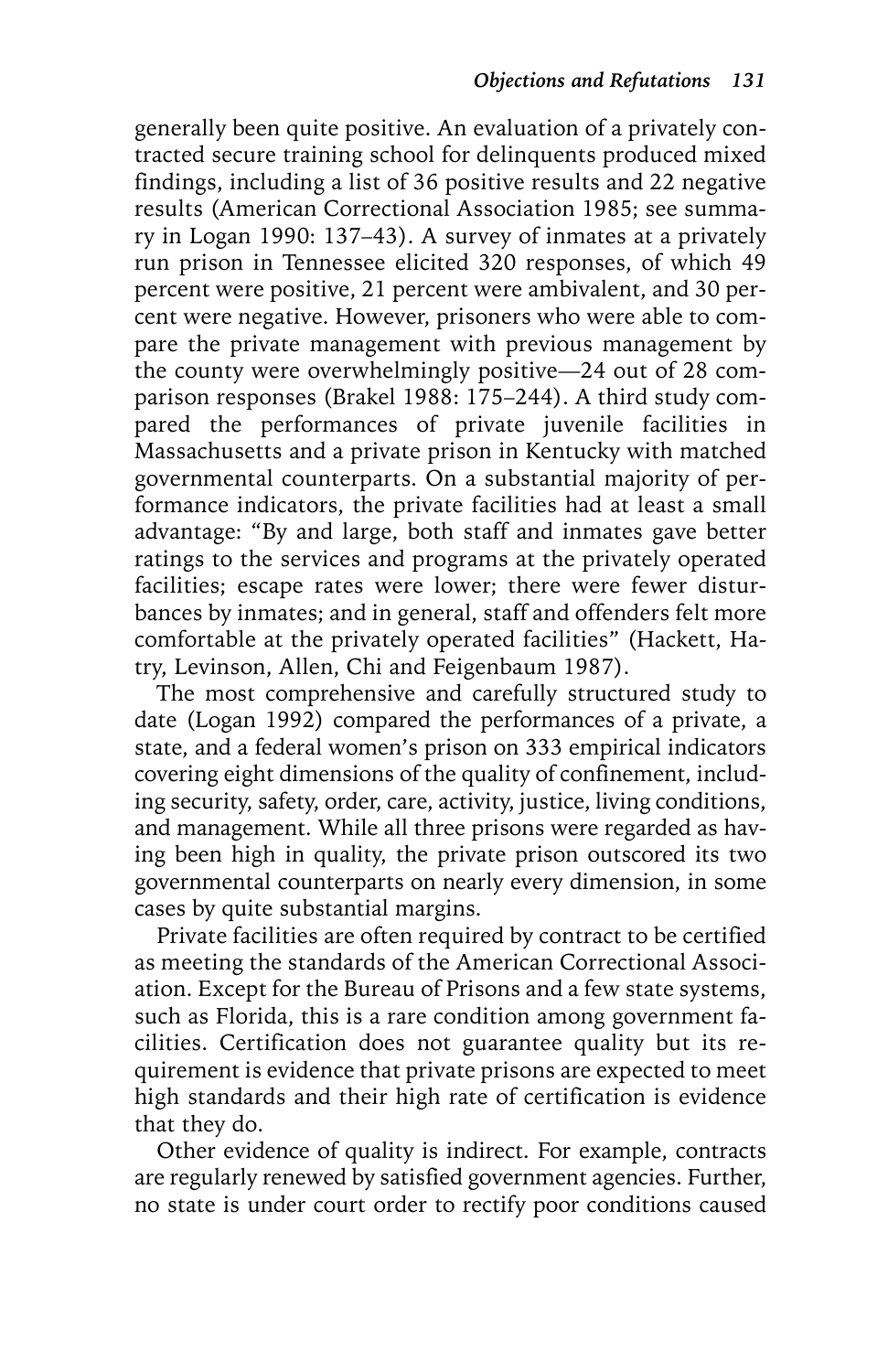generally been quite positive. An evaluation of a privately contracted secure training school for delinquents produced mixed findings, including a list of 36 positive results and 22 negative results (American Correctional Association 1985; see summary in Logan 1990: 137–43). A survey of inmates at a privately run prison in Tennessee elicited 320 responses, of which 49 percent were positive, 21 percent were ambivalent, and 30 percent were negative. However, prisoners who were able to compare the private management with previous management by the county were overwhelmingly positive—24 out of 28 comparison responses (Brakel 1988: 175–244). A third study compared the performances of private juvenile facilities in Massachusetts and a private prison in Kentucky with matched governmental counterparts. On a substantial majority of performance indicators, the private facilities had at least a small advantage: "By and large, both staff and inmates gave better ratings to the services and programs at the privately operated facilities; escape rates were lower; there were fewer disturbances by inmates; and in general, staff and offenders felt more comfortable at the privately operated facilities" (Hackett, Hatry, Levinson, Allen, Chi and Feigenbaum 1987).

The most comprehensive and carefully structured study to date (Logan 1992) compared the performances of a private, a state, and a federal women's prison on 333 empirical indicators covering eight dimensions of the quality of confinement, including security, safety, order, care, activity, justice, living conditions, and management. While all three prisons were regarded as having been high in quality, the private prison outscored its two governmental counterparts on nearly every dimension, in some cases by quite substantial margins.

Private facilities are often required by contract to be certified as meeting the standards of the American Correctional Association. Except for the Bureau of Prisons and a few state systems, such as Florida, this is a rare condition among government facilities. Certification does not guarantee quality but its requirement is evidence that private prisons are expected to meet high standards and their high rate of certification is evidence that they do.

Other evidence of quality is indirect. For example, contracts are regularly renewed by satisfied government agencies. Further, no state is under court order to rectify poor conditions caused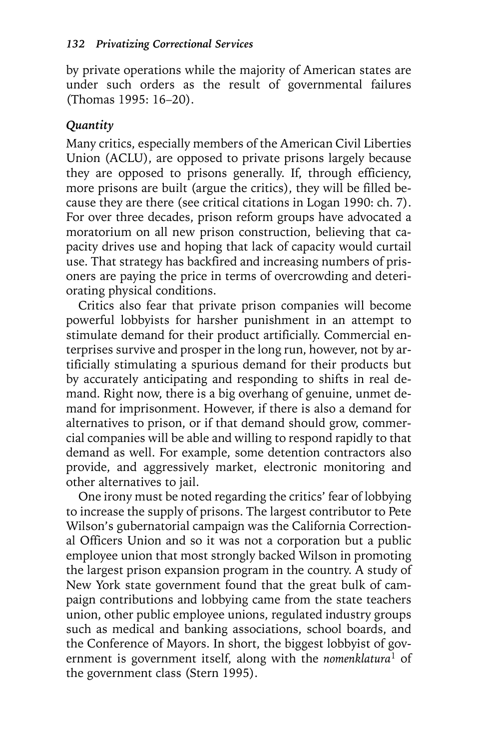by private operations while the majority of American states are under such orders as the result of governmental failures (Thomas 1995: 16–20).

### *Quantity*

Many critics, especially members of the American Civil Liberties Union (ACLU), are opposed to private prisons largely because they are opposed to prisons generally. If, through efficiency, more prisons are built (argue the critics), they will be filled because they are there (see critical citations in Logan 1990: ch. 7). For over three decades, prison reform groups have advocated a moratorium on all new prison construction, believing that capacity drives use and hoping that lack of capacity would curtail use. That strategy has backfired and increasing numbers of prisoners are paying the price in terms of overcrowding and deteriorating physical conditions.

Critics also fear that private prison companies will become powerful lobbyists for harsher punishment in an attempt to stimulate demand for their product artificially. Commercial enterprises survive and prosper in the long run, however, not by artificially stimulating a spurious demand for their products but by accurately anticipating and responding to shifts in real demand. Right now, there is a big overhang of genuine, unmet demand for imprisonment. However, if there is also a demand for alternatives to prison, or if that demand should grow, commercial companies will be able and willing to respond rapidly to that demand as well. For example, some detention contractors also provide, and aggressively market, electronic monitoring and other alternatives to jail.

One irony must be noted regarding the critics' fear of lobbying to increase the supply of prisons. The largest contributor to Pete Wilson's gubernatorial campaign was the California Correctional Officers Union and so it was not a corporation but a public employee union that most strongly backed Wilson in promoting the largest prison expansion program in the country. A study of New York state government found that the great bulk of campaign contributions and lobbying came from the state teachers union, other public employee unions, regulated industry groups such as medical and banking associations, school boards, and the Conference of Mayors. In short, the biggest lobbyist of government is government itself, along with the *nomenklatura*[1] of the government class (Stern 1995).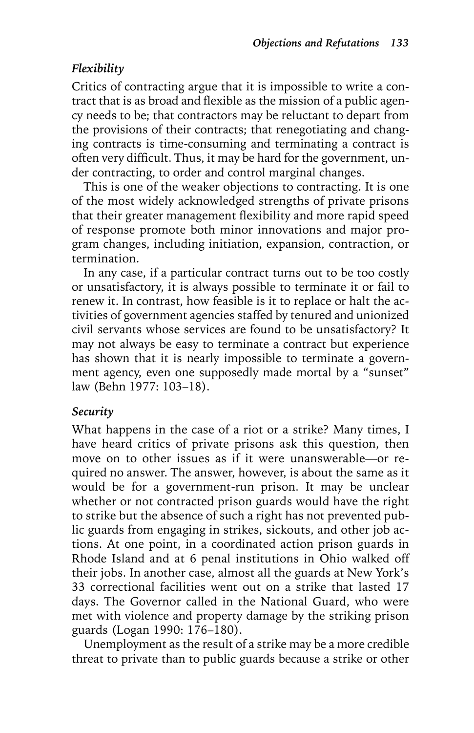### *Flexibility*

Critics of contracting argue that it is impossible to write a contract that is as broad and flexible as the mission of a public agency needs to be; that contractors may be reluctant to depart from the provisions of their contracts; that renegotiating and changing contracts is time-consuming and terminating a contract is often very difficult. Thus, it may be hard for the government, under contracting, to order and control marginal changes.

This is one of the weaker objections to contracting. It is one of the most widely acknowledged strengths of private prisons that their greater management flexibility and more rapid speed of response promote both minor innovations and major program changes, including initiation, expansion, contraction, or termination.

In any case, if a particular contract turns out to be too costly or unsatisfactory, it is always possible to terminate it or fail to renew it. In contrast, how feasible is it to replace or halt the activities of government agencies staffed by tenured and unionized civil servants whose services are found to be unsatisfactory? It may not always be easy to terminate a contract but experience has shown that it is nearly impossible to terminate a government agency, even one supposedly made mortal by a "sunset" law (Behn 1977: 103–18).

### *Security*

What happens in the case of a riot or a strike? Many times, I have heard critics of private prisons ask this question, then move on to other issues as if it were unanswerable—or required no answer. The answer, however, is about the same as it would be for a government-run prison. It may be unclear whether or not contracted prison guards would have the right to strike but the absence of such a right has not prevented public guards from engaging in strikes, sickouts, and other job actions. At one point, in a coordinated action prison guards in Rhode Island and at 6 penal institutions in Ohio walked off their jobs. In another case, almost all the guards at New York's 33 correctional facilities went out on a strike that lasted 17 days. The Governor called in the National Guard, who were met with violence and property damage by the striking prison guards (Logan 1990: 176–180).

Unemployment as the result of a strike may be a more credible threat to private than to public guards because a strike or other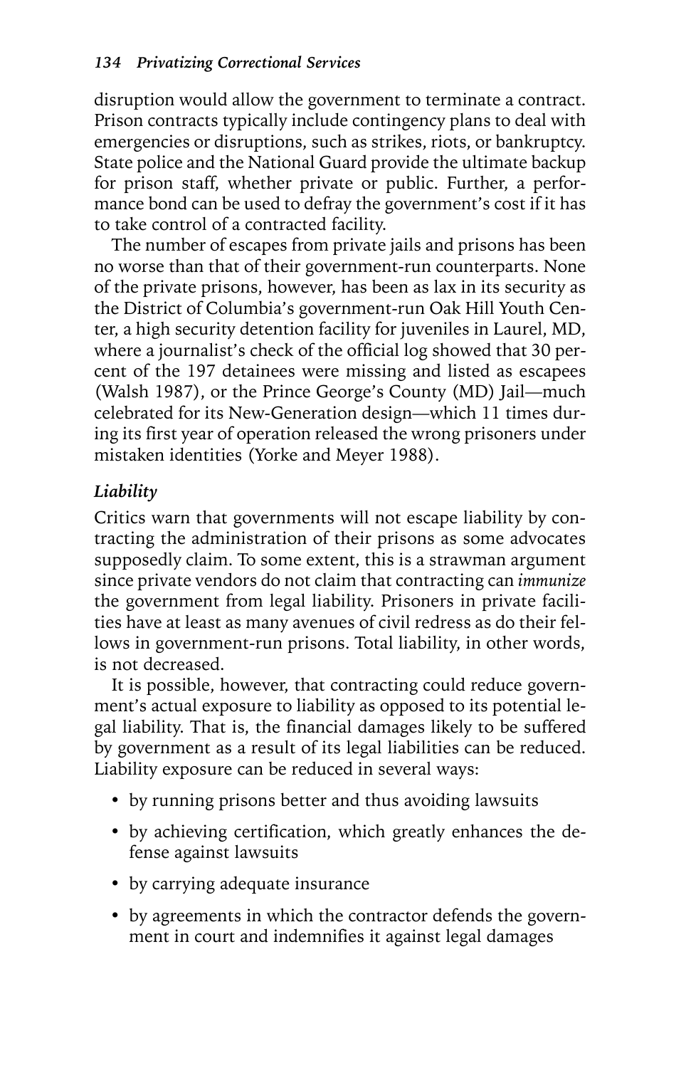disruption would allow the government to terminate a contract. Prison contracts typically include contingency plans to deal with emergencies or disruptions, such as strikes, riots, or bankruptcy. State police and the National Guard provide the ultimate backup for prison staff, whether private or public. Further, a performance bond can be used to defray the government's cost if it has to take control of a contracted facility.

The number of escapes from private jails and prisons has been no worse than that of their government-run counterparts. None of the private prisons, however, has been as lax in its security as the District of Columbia's government-run Oak Hill Youth Center, a high security detention facility for juveniles in Laurel, MD, where a journalist's check of the official log showed that 30 percent of the 197 detainees were missing and listed as escapees (Walsh 1987), or the Prince George's County (MD) Jail—much celebrated for its New-Generation design—which 11 times during its first year of operation released the wrong prisoners under mistaken identities (Yorke and Meyer 1988).

### *Liability*

Critics warn that governments will not escape liability by contracting the administration of their prisons as some advocates supposedly claim. To some extent, this is a strawman argument since private vendors do not claim that contracting can *immunize* the government from legal liability. Prisoners in private facilities have at least as many avenues of civil redress as do their fellows in government-run prisons. Total liability, in other words, is not decreased.

It is possible, however, that contracting could reduce government's actual exposure to liability as opposed to its potential legal liability. That is, the financial damages likely to be suffered by government as a result of its legal liabilities can be reduced. Liability exposure can be reduced in several ways:

- by running prisons better and thus avoiding lawsuits
- by achieving certification, which greatly enhances the defense against lawsuits
- by carrying adequate insurance
- by agreements in which the contractor defends the government in court and indemnifies it against legal damages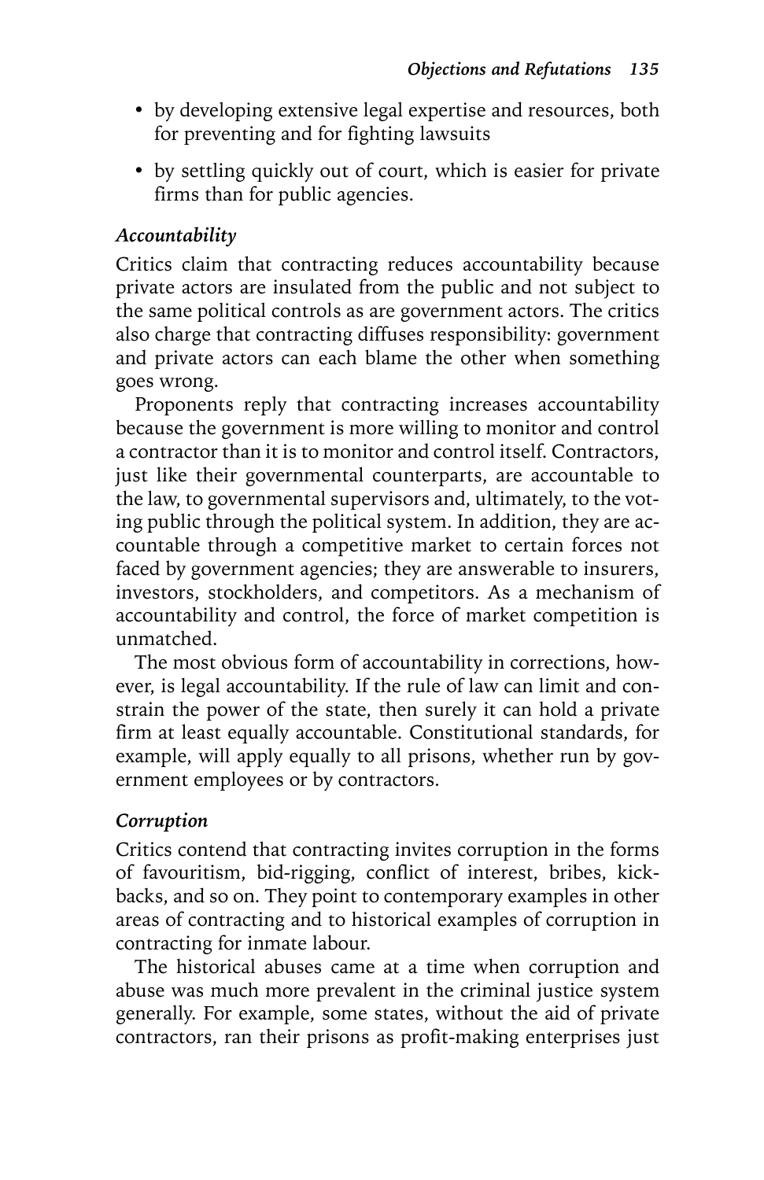- by developing extensive legal expertise and resources, both for preventing and for fighting lawsuits
- by settling quickly out of court, which is easier for private firms than for public agencies.

### *Accountability*

Critics claim that contracting reduces accountability because private actors are insulated from the public and not subject to the same political controls as are government actors. The critics also charge that contracting diffuses responsibility: government and private actors can each blame the other when something goes wrong.

Proponents reply that contracting increases accountability because the government is more willing to monitor and control a contractor than it is to monitor and control itself. Contractors, just like their governmental counterparts, are accountable to the law, to governmental supervisors and, ultimately, to the voting public through the political system. In addition, they are accountable through a competitive market to certain forces not faced by government agencies; they are answerable to insurers, investors, stockholders, and competitors. As a mechanism of accountability and control, the force of market competition is unmatched.

The most obvious form of accountability in corrections, however, is legal accountability. If the rule of law can limit and constrain the power of the state, then surely it can hold a private firm at least equally accountable. Constitutional standards, for example, will apply equally to all prisons, whether run by government employees or by contractors.

### *Corruption*

Critics contend that contracting invites corruption in the forms of favouritism, bid-rigging, conflict of interest, bribes, kickbacks, and so on. They point to contemporary examples in other areas of contracting and to historical examples of corruption in contracting for inmate labour.

The historical abuses came at a time when corruption and abuse was much more prevalent in the criminal justice system generally. For example, some states, without the aid of private contractors, ran their prisons as profit-making enterprises just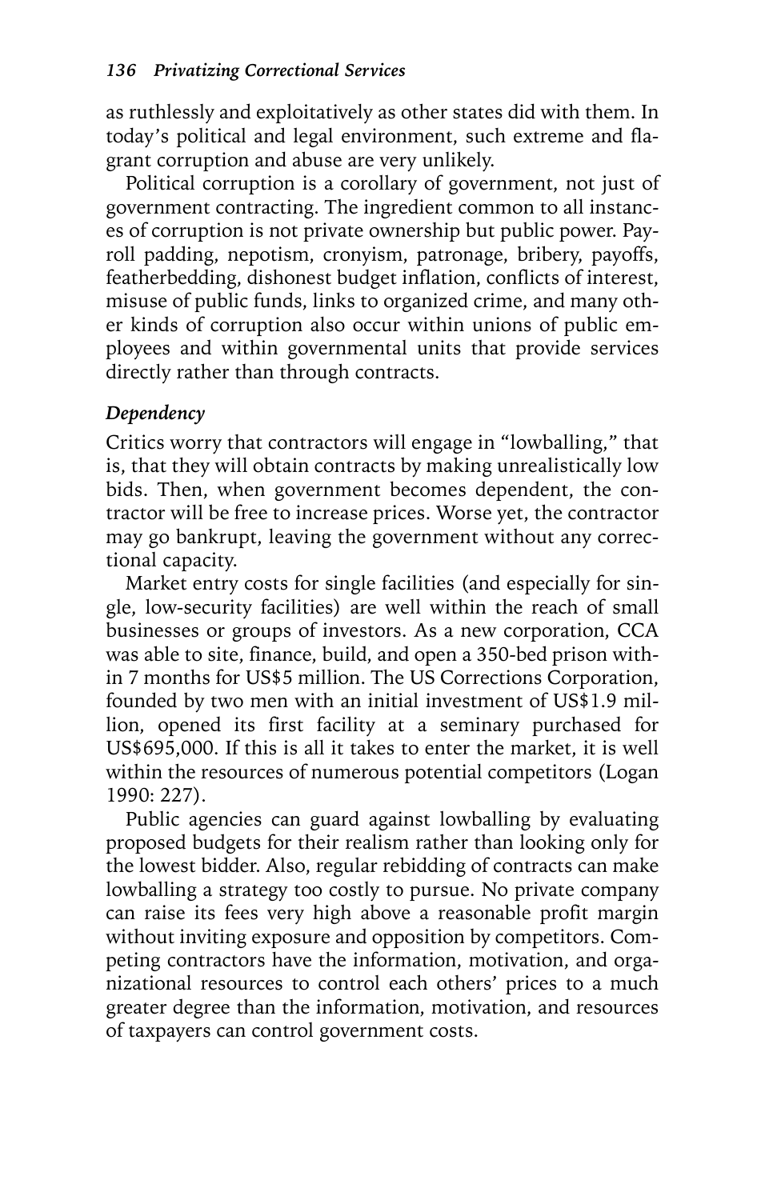as ruthlessly and exploitatively as other states did with them. In today's political and legal environment, such extreme and flagrant corruption and abuse are very unlikely.

Political corruption is a corollary of government, not just of government contracting. The ingredient common to all instances of corruption is not private ownership but public power. Payroll padding, nepotism, cronyism, patronage, bribery, payoffs, featherbedding, dishonest budget inflation, conflicts of interest, misuse of public funds, links to organized crime, and many other kinds of corruption also occur within unions of public employees and within governmental units that provide services directly rather than through contracts.

### *Dependency*

Critics worry that contractors will engage in "lowballing," that is, that they will obtain contracts by making unrealistically low bids. Then, when government becomes dependent, the contractor will be free to increase prices. Worse yet, the contractor may go bankrupt, leaving the government without any correctional capacity.

Market entry costs for single facilities (and especially for single, low-security facilities) are well within the reach of small businesses or groups of investors. As a new corporation, CCA was able to site, finance, build, and open a 350-bed prison within 7 months for US$5 million. The US Corrections Corporation, founded by two men with an initial investment of US$1.9 million, opened its first facility at a seminary purchased for US$695,000. If this is all it takes to enter the market, it is well within the resources of numerous potential competitors (Logan 1990: 227).

Public agencies can guard against lowballing by evaluating proposed budgets for their realism rather than looking only for the lowest bidder. Also, regular rebidding of contracts can make lowballing a strategy too costly to pursue. No private company can raise its fees very high above a reasonable profit margin without inviting exposure and opposition by competitors. Competing contractors have the information, motivation, and organizational resources to control each others' prices to a much greater degree than the information, motivation, and resources of taxpayers can control government costs.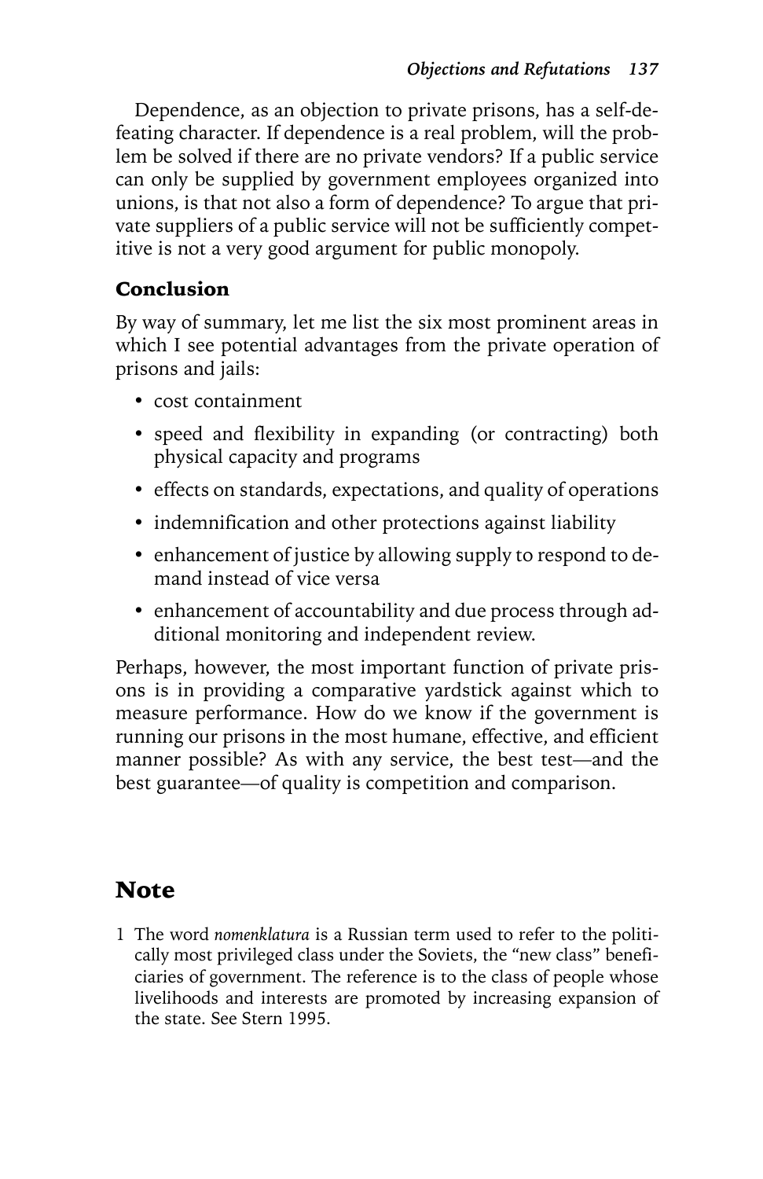Dependence, as an objection to private prisons, has a self-defeating character. If dependence is a real problem, will the problem be solved if there are no private vendors? If a public service can only be supplied by government employees organized into unions, is that not also a form of dependence? To argue that private suppliers of a public service will not be sufficiently competitive is not a very good argument for public monopoly.

### Conclusion

By way of summary, let me list the six most prominent areas in which I see potential advantages from the private operation of prisons and jails:

- cost containment
- speed and flexibility in expanding (or contracting) both physical capacity and programs
- effects on standards, expectations, and quality of operations
- indemnification and other protections against liability
- enhancement of justice by allowing supply to respond to demand instead of vice versa
- enhancement of accountability and due process through additional monitoring and independent review.

Perhaps, however, the most important function of private prisons is in providing a comparative yardstick against which to measure performance. How do we know if the government is running our prisons in the most humane, effective, and efficient manner possible? As with any service, the best test—and the best guarantee—of quality is competition and comparison.

## Note

1 The word *nomenklatura* is a Russian term used to refer to the politically most privileged class under the Soviets, the "new class" beneficiaries of government. The reference is to the class of people whose livelihoods and interests are promoted by increasing expansion of the state. See Stern 1995.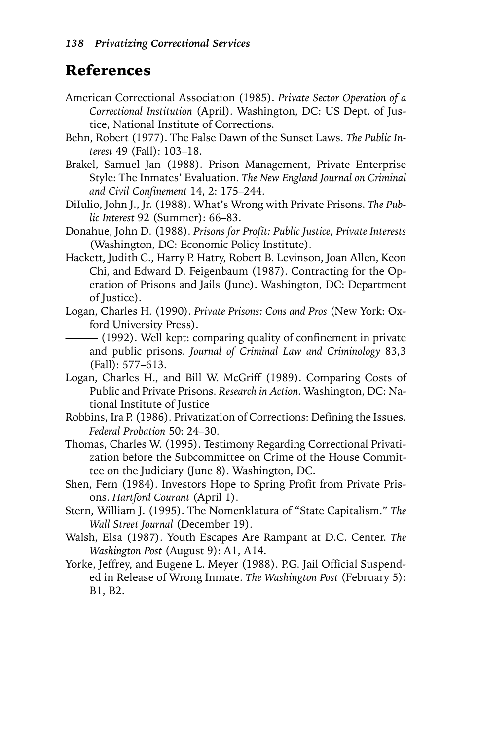## References

American Correctional Association (1985). *Private Sector Operation of a Correctional Institution* (April). Washington, DC: US Dept. of Justice, National Institute of Corrections.

Behn, Robert (1977). The False Dawn of the Sunset Laws. *The Public Interest* 49 (Fall): 103–18.

Brakel, Samuel Jan (1988). Prison Management, Private Enterprise Style: The Inmates' Evaluation. *The New England Journal on Criminal and Civil Confinement* 14, 2: 175–244.

DiIulio, John J., Jr. (1988). What's Wrong with Private Prisons. *The Public Interest* 92 (Summer): 66–83.

Donahue, John D. (1988). *Prisons for Profit: Public Justice, Private Interests* (Washington, DC: Economic Policy Institute).

Hackett, Judith C., Harry P. Hatry, Robert B. Levinson, Joan Allen, Keon Chi, and Edward D. Feigenbaum (1987). Contracting for the Operation of Prisons and Jails (June). Washington, DC: Department of Justice).

Logan, Charles H. (1990). *Private Prisons: Cons and Pros* (New York: Oxford University Press).

——— (1992). Well kept: comparing quality of confinement in private and public prisons. *Journal of Criminal Law and Criminology* 83,3 (Fall): 577–613.

Logan, Charles H., and Bill W. McGriff (1989). Comparing Costs of Public and Private Prisons. *Research in Action*. Washington, DC: National Institute of Justice

Robbins, Ira P. (1986). Privatization of Corrections: Defining the Issues. *Federal Probation* 50: 24–30.

Thomas, Charles W. (1995). Testimony Regarding Correctional Privatization before the Subcommittee on Crime of the House Committee on the Judiciary (June 8). Washington, DC.

Shen, Fern (1984). Investors Hope to Spring Profit from Private Prisons. *Hartford Courant* (April 1).

Stern, William J. (1995). The Nomenklatura of "State Capitalism." *The Wall Street Journal* (December 19).

Walsh, Elsa (1987). Youth Escapes Are Rampant at D.C. Center. *The Washington Post* (August 9): A1, A14.

Yorke, Jeffrey, and Eugene L. Meyer (1988). P.G. Jail Official Suspended in Release of Wrong Inmate. *The Washington Post* (February 5): B1, B2.